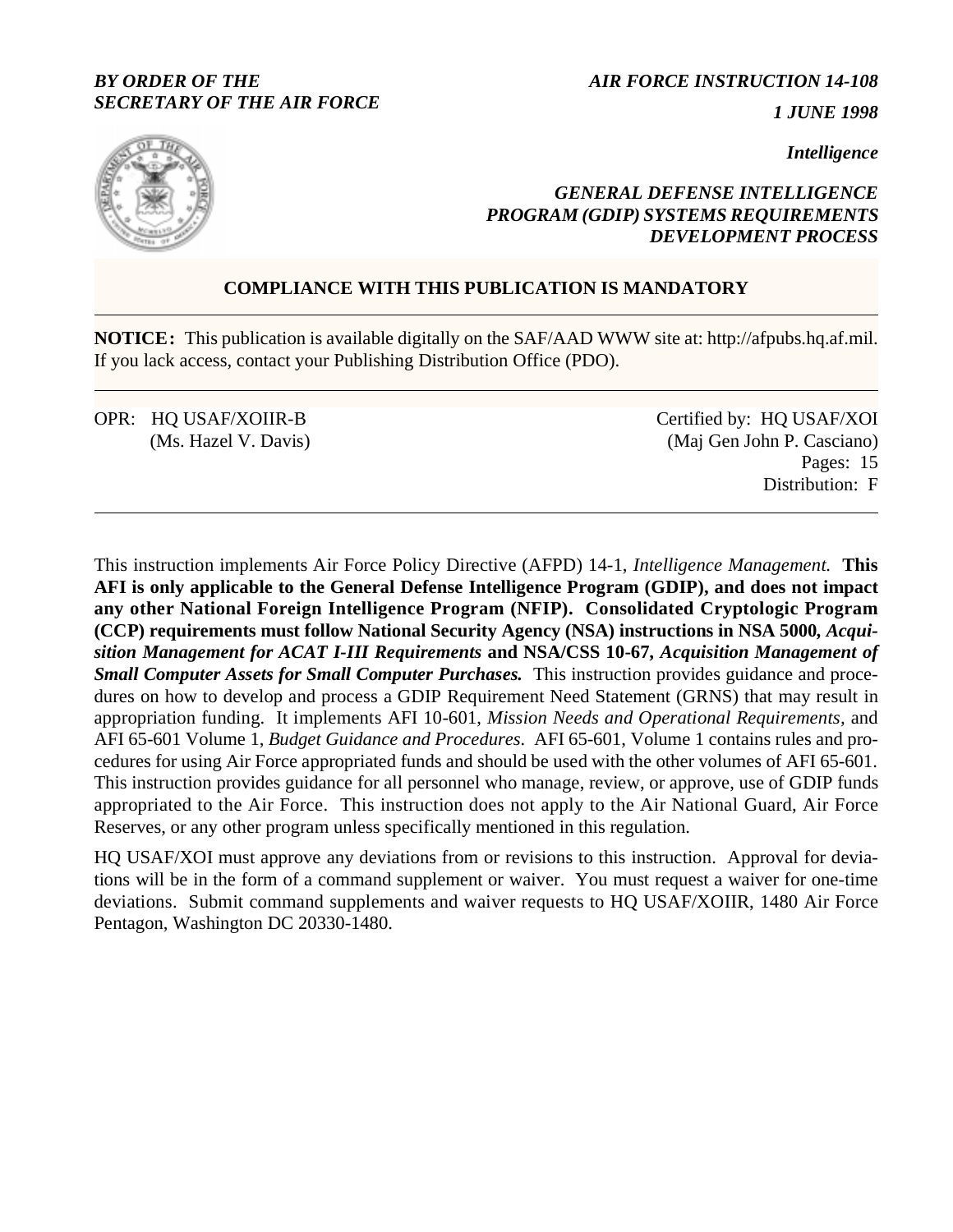*BY ORDER OF THE*
*SECRETARY OF THE AIR FORCE*

*AIR FORCE INSTRUCTION 14-108*

*1 JUNE 1998*

*Intelligence*

# *GENERAL DEFENSE INTELLIGENCE PROGRAM (GDIP) SYSTEMS REQUIREMENTS DEVELOPMENT PROCESS*

**COMPLIANCE WITH THIS PUBLICATION IS MANDATORY**

---

**NOTICE:** This publication is available digitally on the SAF/AAD WWW site at: http://afpubs.hq.af.mil. If you lack access, contact your Publishing Distribution Office (PDO).

---

OPR: HQ USAF/XOIIR-B (Ms. Hazel V. Davis)

Certified by: HQ USAF/XOI (Maj Gen John P. Casciano)

Pages: 15

Distribution: F

---

This instruction implements Air Force Policy Directive (AFPD) 14-1, *Intelligence Management.* **This AFI is only applicable to the General Defense Intelligence Program (GDIP), and does not impact any other National Foreign Intelligence Program (NFIP). Consolidated Cryptologic Program (CCP) requirements must follow National Security Agency (NSA) instructions in NSA 5000, *Acquisition Management for ACAT I-III Requirements* and NSA/CSS 10-67, *Acquisition Management of Small Computer Assets for Small Computer Purchases.*** This instruction provides guidance and procedures on how to develop and process a GDIP Requirement Need Statement (GRNS) that may result in appropriation funding. It implements AFI 10-601, *Mission Needs and Operational Requirements*, and AFI 65-601 Volume 1, *Budget Guidance and Procedures.* AFI 65-601, Volume 1 contains rules and procedures for using Air Force appropriated funds and should be used with the other volumes of AFI 65-601. This instruction provides guidance for all personnel who manage, review, or approve, use of GDIP funds appropriated to the Air Force. This instruction does not apply to the Air National Guard, Air Force Reserves, or any other program unless specifically mentioned in this regulation.

HQ USAF/XOI must approve any deviations from or revisions to this instruction. Approval for deviations will be in the form of a command supplement or waiver. You must request a waiver for one-time deviations. Submit command supplements and waiver requests to HQ USAF/XOIIR, 1480 Air Force Pentagon, Washington DC 20330-1480.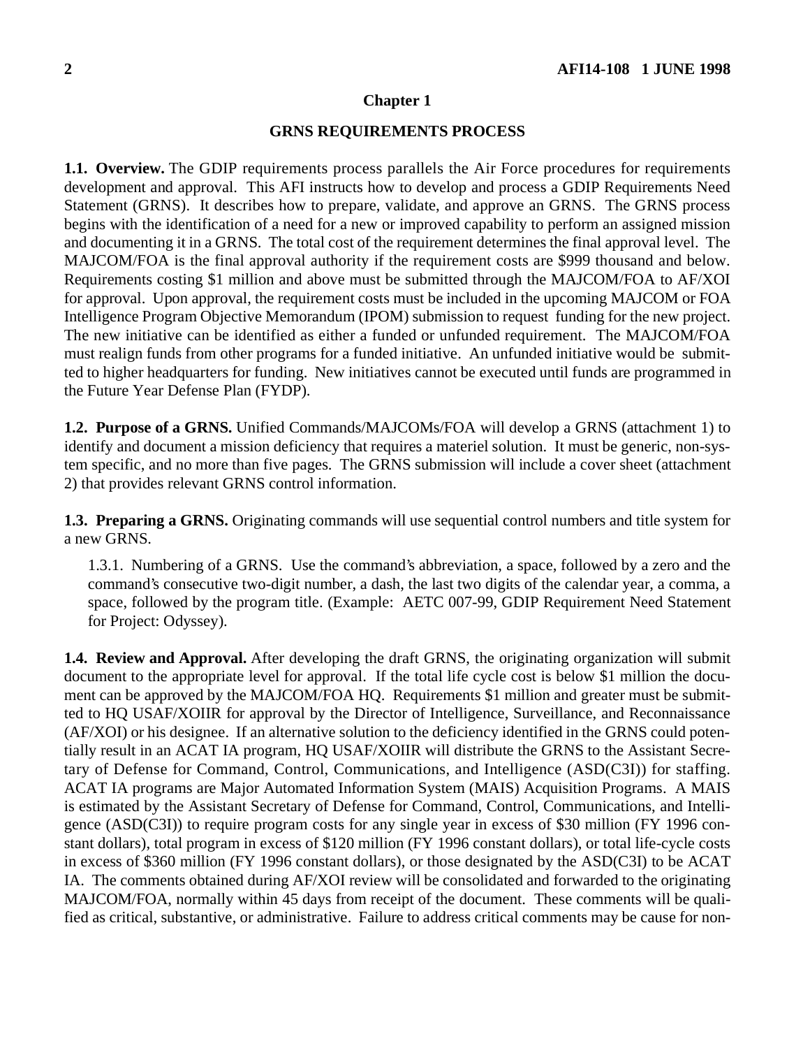## Chapter 1

## GRNS REQUIREMENTS PROCESS

**1.1. Overview.** The GDIP requirements process parallels the Air Force procedures for requirements development and approval. This AFI instructs how to develop and process a GDIP Requirements Need Statement (GRNS). It describes how to prepare, validate, and approve an GRNS. The GRNS process begins with the identification of a need for a new or improved capability to perform an assigned mission and documenting it in a GRNS. The total cost of the requirement determines the final approval level. The MAJCOM/FOA is the final approval authority if the requirement costs are $999 thousand and below. Requirements costing $1 million and above must be submitted through the MAJCOM/FOA to AF/XOI for approval. Upon approval, the requirement costs must be included in the upcoming MAJCOM or FOA Intelligence Program Objective Memorandum (IPOM) submission to request funding for the new project. The new initiative can be identified as either a funded or unfunded requirement. The MAJCOM/FOA must realign funds from other programs for a funded initiative. An unfunded initiative would be submitted to higher headquarters for funding. New initiatives cannot be executed until funds are programmed in the Future Year Defense Plan (FYDP).

**1.2. Purpose of a GRNS.** Unified Commands/MAJCOMs/FOA will develop a GRNS (attachment 1) to identify and document a mission deficiency that requires a materiel solution. It must be generic, non-system specific, and no more than five pages. The GRNS submission will include a cover sheet (attachment 2) that provides relevant GRNS control information.

**1.3. Preparing a GRNS.** Originating commands will use sequential control numbers and title system for a new GRNS.

1.3.1. Numbering of a GRNS. Use the command's abbreviation, a space, followed by a zero and the command's consecutive two-digit number, a dash, the last two digits of the calendar year, a comma, a space, followed by the program title. (Example: AETC 007-99, GDIP Requirement Need Statement for Project: Odyssey).

**1.4. Review and Approval.** After developing the draft GRNS, the originating organization will submit document to the appropriate level for approval. If the total life cycle cost is below $1 million the document can be approved by the MAJCOM/FOA HQ. Requirements $1 million and greater must be submitted to HQ USAF/XOIIR for approval by the Director of Intelligence, Surveillance, and Reconnaissance (AF/XOI) or his designee. If an alternative solution to the deficiency identified in the GRNS could potentially result in an ACAT IA program, HQ USAF/XOIIR will distribute the GRNS to the Assistant Secretary of Defense for Command, Control, Communications, and Intelligence (ASD(C3I)) for staffing. ACAT IA programs are Major Automated Information System (MAIS) Acquisition Programs. A MAIS is estimated by the Assistant Secretary of Defense for Command, Control, Communications, and Intelligence (ASD(C3I)) to require program costs for any single year in excess of $30 million (FY 1996 constant dollars), total program in excess of $120 million (FY 1996 constant dollars), or total life-cycle costs in excess of $360 million (FY 1996 constant dollars), or those designated by the ASD(C3I) to be ACAT IA. The comments obtained during AF/XOI review will be consolidated and forwarded to the originating MAJCOM/FOA, normally within 45 days from receipt of the document. These comments will be qualified as critical, substantive, or administrative. Failure to address critical comments may be cause for non-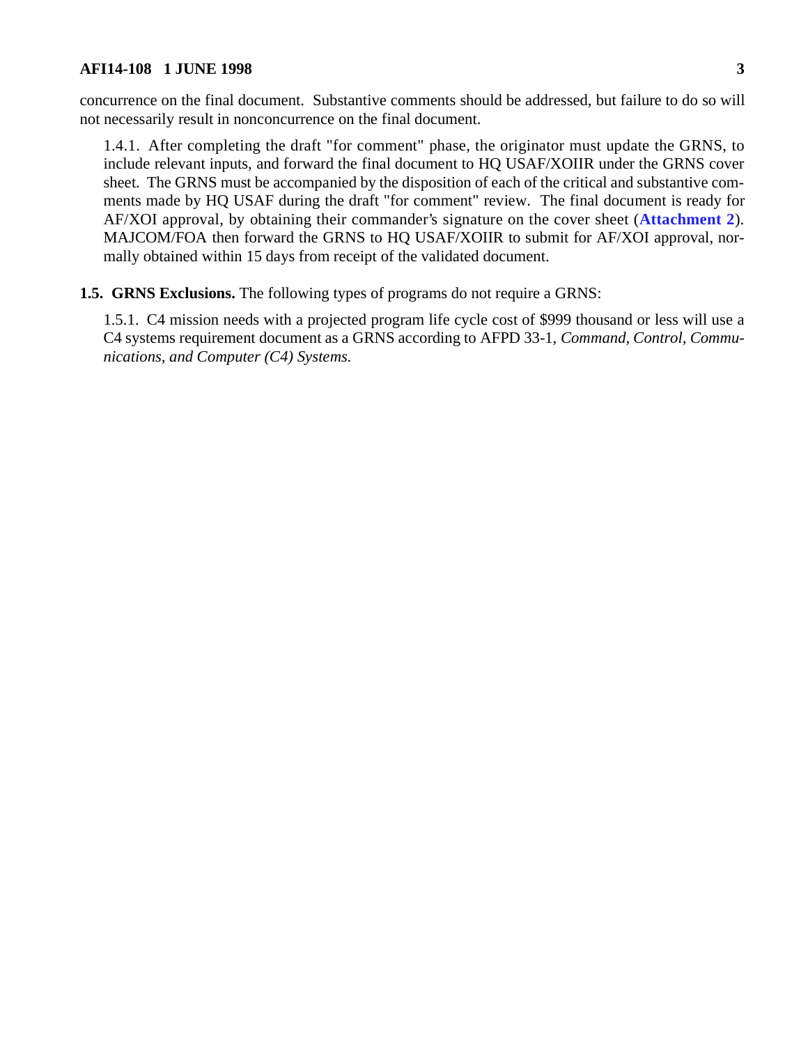concurrence on the final document. Substantive comments should be addressed, but failure to do so will not necessarily result in nonconcurrence on the final document.

1.4.1. After completing the draft "for comment" phase, the originator must update the GRNS, to include relevant inputs, and forward the final document to HQ USAF/XOIIR under the GRNS cover sheet. The GRNS must be accompanied by the disposition of each of the critical and substantive comments made by HQ USAF during the draft "for comment" review. The final document is ready for AF/XOI approval, by obtaining their commander's signature on the cover sheet (**Attachment 2**). MAJCOM/FOA then forward the GRNS to HQ USAF/XOIIR to submit for AF/XOI approval, normally obtained within 15 days from receipt of the validated document.

**1.5. GRNS Exclusions.** The following types of programs do not require a GRNS:

1.5.1. C4 mission needs with a projected program life cycle cost of $999 thousand or less will use a C4 systems requirement document as a GRNS according to AFPD 33-1, *Command, Control, Communications, and Computer (C4) Systems.*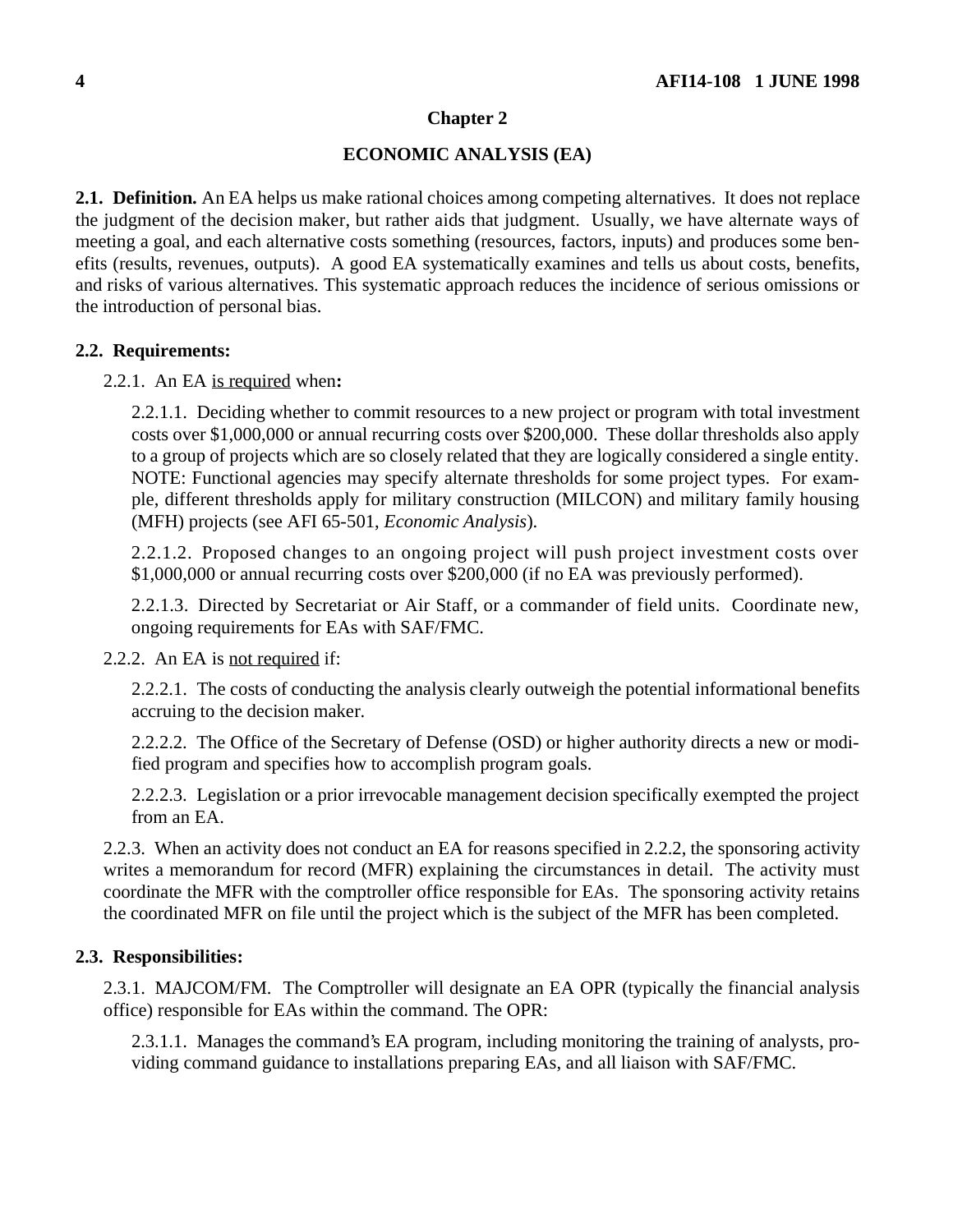## Chapter 2

## ECONOMIC ANALYSIS (EA)

**2.1. Definition.** An EA helps us make rational choices among competing alternatives. It does not replace the judgment of the decision maker, but rather aids that judgment. Usually, we have alternate ways of meeting a goal, and each alternative costs something (resources, factors, inputs) and produces some benefits (results, revenues, outputs). A good EA systematically examines and tells us about costs, benefits, and risks of various alternatives. This systematic approach reduces the incidence of serious omissions or the introduction of personal bias.

**2.2. Requirements:**

2.2.1. An EA is required when**:**

2.2.1.1. Deciding whether to commit resources to a new project or program with total investment costs over $1,000,000 or annual recurring costs over $200,000. These dollar thresholds also apply to a group of projects which are so closely related that they are logically considered a single entity. NOTE: Functional agencies may specify alternate thresholds for some project types. For example, different thresholds apply for military construction (MILCON) and military family housing (MFH) projects (see AFI 65-501, *Economic Analysis*).

2.2.1.2. Proposed changes to an ongoing project will push project investment costs over $1,000,000 or annual recurring costs over $200,000 (if no EA was previously performed).

2.2.1.3. Directed by Secretariat or Air Staff, or a commander of field units. Coordinate new, ongoing requirements for EAs with SAF/FMC.

2.2.2. An EA is not required if:

2.2.2.1. The costs of conducting the analysis clearly outweigh the potential informational benefits accruing to the decision maker.

2.2.2.2. The Office of the Secretary of Defense (OSD) or higher authority directs a new or modified program and specifies how to accomplish program goals.

2.2.2.3. Legislation or a prior irrevocable management decision specifically exempted the project from an EA.

2.2.3. When an activity does not conduct an EA for reasons specified in 2.2.2, the sponsoring activity writes a memorandum for record (MFR) explaining the circumstances in detail. The activity must coordinate the MFR with the comptroller office responsible for EAs. The sponsoring activity retains the coordinated MFR on file until the project which is the subject of the MFR has been completed.

**2.3. Responsibilities:**

2.3.1. MAJCOM/FM. The Comptroller will designate an EA OPR (typically the financial analysis office) responsible for EAs within the command. The OPR:

2.3.1.1. Manages the command's EA program, including monitoring the training of analysts, providing command guidance to installations preparing EAs, and all liaison with SAF/FMC.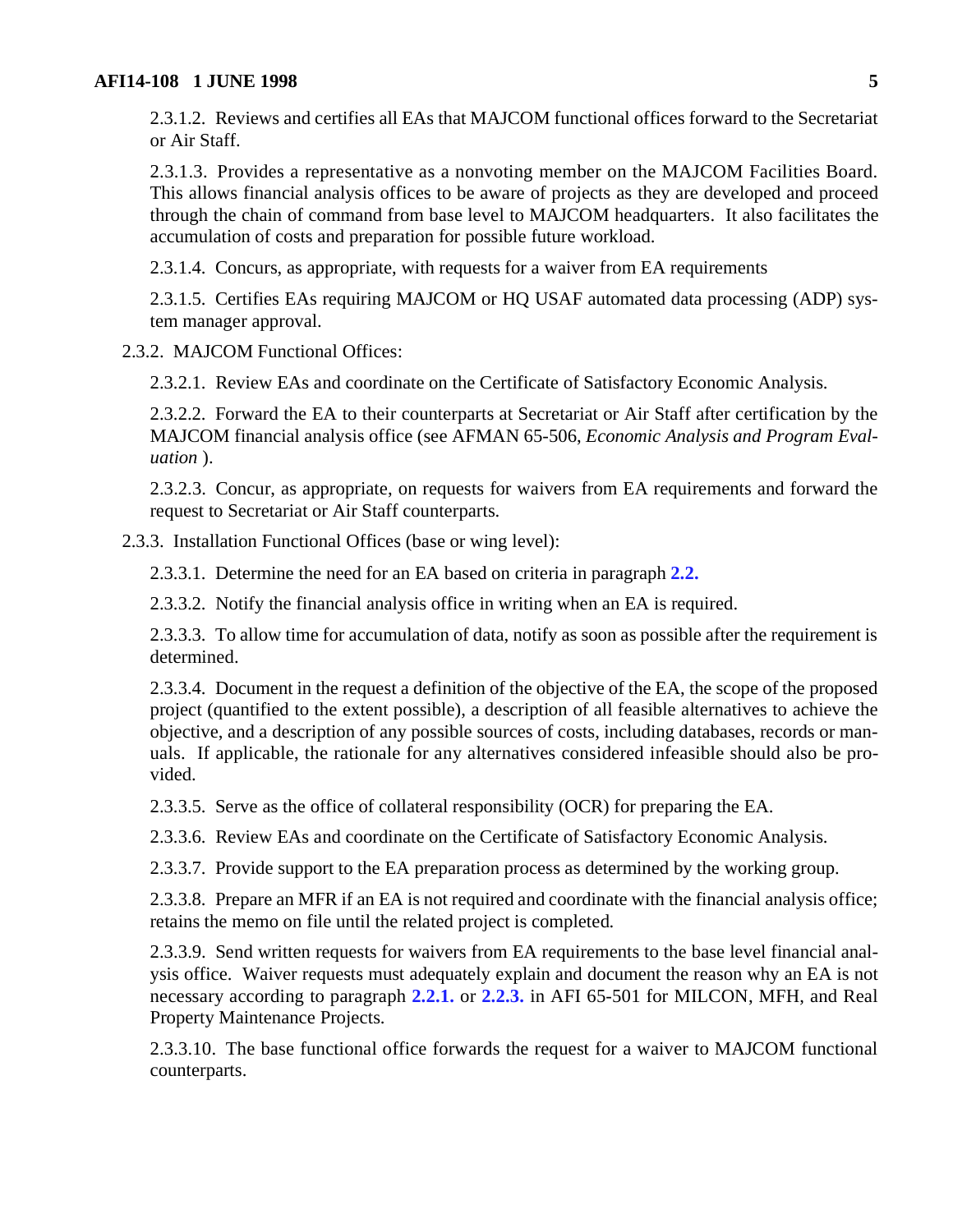2.3.1.2. Reviews and certifies all EAs that MAJCOM functional offices forward to the Secretariat or Air Staff.

2.3.1.3. Provides a representative as a nonvoting member on the MAJCOM Facilities Board. This allows financial analysis offices to be aware of projects as they are developed and proceed through the chain of command from base level to MAJCOM headquarters. It also facilitates the accumulation of costs and preparation for possible future workload.

2.3.1.4. Concurs, as appropriate, with requests for a waiver from EA requirements

2.3.1.5. Certifies EAs requiring MAJCOM or HQ USAF automated data processing (ADP) system manager approval.

2.3.2. MAJCOM Functional Offices:

2.3.2.1. Review EAs and coordinate on the Certificate of Satisfactory Economic Analysis.

2.3.2.2. Forward the EA to their counterparts at Secretariat or Air Staff after certification by the MAJCOM financial analysis office (see AFMAN 65-506, *Economic Analysis and Program Evaluation* ).

2.3.2.3. Concur, as appropriate, on requests for waivers from EA requirements and forward the request to Secretariat or Air Staff counterparts.

2.3.3. Installation Functional Offices (base or wing level):

2.3.3.1. Determine the need for an EA based on criteria in paragraph **2.2.**

2.3.3.2. Notify the financial analysis office in writing when an EA is required.

2.3.3.3. To allow time for accumulation of data, notify as soon as possible after the requirement is determined.

2.3.3.4. Document in the request a definition of the objective of the EA, the scope of the proposed project (quantified to the extent possible), a description of all feasible alternatives to achieve the objective, and a description of any possible sources of costs, including databases, records or manuals. If applicable, the rationale for any alternatives considered infeasible should also be provided.

2.3.3.5. Serve as the office of collateral responsibility (OCR) for preparing the EA.

2.3.3.6. Review EAs and coordinate on the Certificate of Satisfactory Economic Analysis.

2.3.3.7. Provide support to the EA preparation process as determined by the working group.

2.3.3.8. Prepare an MFR if an EA is not required and coordinate with the financial analysis office; retains the memo on file until the related project is completed.

2.3.3.9. Send written requests for waivers from EA requirements to the base level financial analysis office. Waiver requests must adequately explain and document the reason why an EA is not necessary according to paragraph **2.2.1.** or **2.2.3.** in AFI 65-501 for MILCON, MFH, and Real Property Maintenance Projects.

2.3.3.10. The base functional office forwards the request for a waiver to MAJCOM functional counterparts.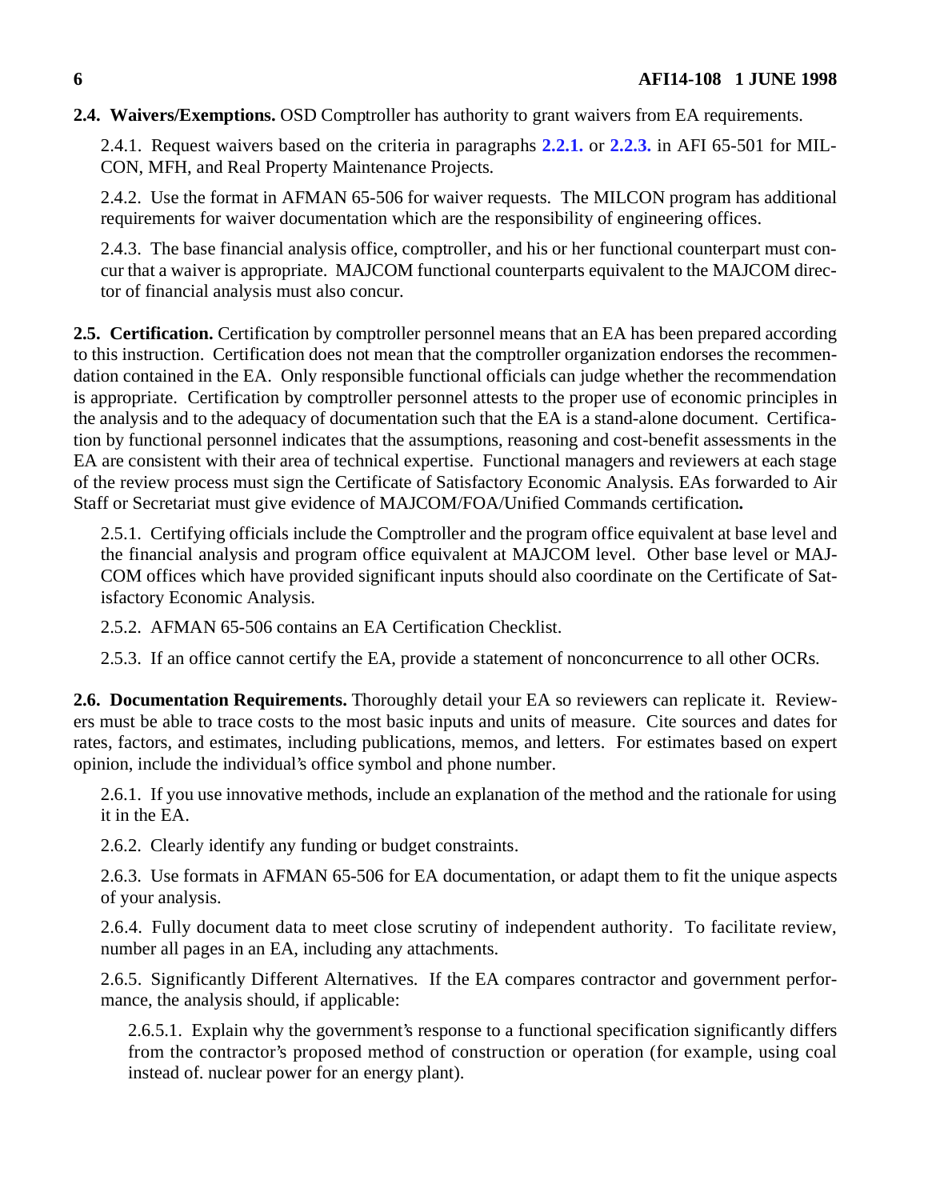**2.4. Waivers/Exemptions.** OSD Comptroller has authority to grant waivers from EA requirements.

2.4.1. Request waivers based on the criteria in paragraphs **2.2.1.** or **2.2.3.** in AFI 65-501 for MILCON, MFH, and Real Property Maintenance Projects.

2.4.2. Use the format in AFMAN 65-506 for waiver requests. The MILCON program has additional requirements for waiver documentation which are the responsibility of engineering offices.

2.4.3. The base financial analysis office, comptroller, and his or her functional counterpart must concur that a waiver is appropriate. MAJCOM functional counterparts equivalent to the MAJCOM director of financial analysis must also concur.

**2.5. Certification.** Certification by comptroller personnel means that an EA has been prepared according to this instruction. Certification does not mean that the comptroller organization endorses the recommendation contained in the EA. Only responsible functional officials can judge whether the recommendation is appropriate. Certification by comptroller personnel attests to the proper use of economic principles in the analysis and to the adequacy of documentation such that the EA is a stand-alone document. Certification by functional personnel indicates that the assumptions, reasoning and cost-benefit assessments in the EA are consistent with their area of technical expertise. Functional managers and reviewers at each stage of the review process must sign the Certificate of Satisfactory Economic Analysis. EAs forwarded to Air Staff or Secretariat must give evidence of MAJCOM/FOA/Unified Commands certification**.**

2.5.1. Certifying officials include the Comptroller and the program office equivalent at base level and the financial analysis and program office equivalent at MAJCOM level. Other base level or MAJCOM offices which have provided significant inputs should also coordinate on the Certificate of Satisfactory Economic Analysis.

2.5.2. AFMAN 65-506 contains an EA Certification Checklist.

2.5.3. If an office cannot certify the EA, provide a statement of nonconcurrence to all other OCRs.

**2.6. Documentation Requirements.** Thoroughly detail your EA so reviewers can replicate it. Reviewers must be able to trace costs to the most basic inputs and units of measure. Cite sources and dates for rates, factors, and estimates, including publications, memos, and letters. For estimates based on expert opinion, include the individual's office symbol and phone number.

2.6.1. If you use innovative methods, include an explanation of the method and the rationale for using it in the EA.

2.6.2. Clearly identify any funding or budget constraints.

2.6.3. Use formats in AFMAN 65-506 for EA documentation, or adapt them to fit the unique aspects of your analysis.

2.6.4. Fully document data to meet close scrutiny of independent authority. To facilitate review, number all pages in an EA, including any attachments.

2.6.5. Significantly Different Alternatives. If the EA compares contractor and government performance, the analysis should, if applicable:

2.6.5.1. Explain why the government's response to a functional specification significantly differs from the contractor's proposed method of construction or operation (for example, using coal instead of. nuclear power for an energy plant).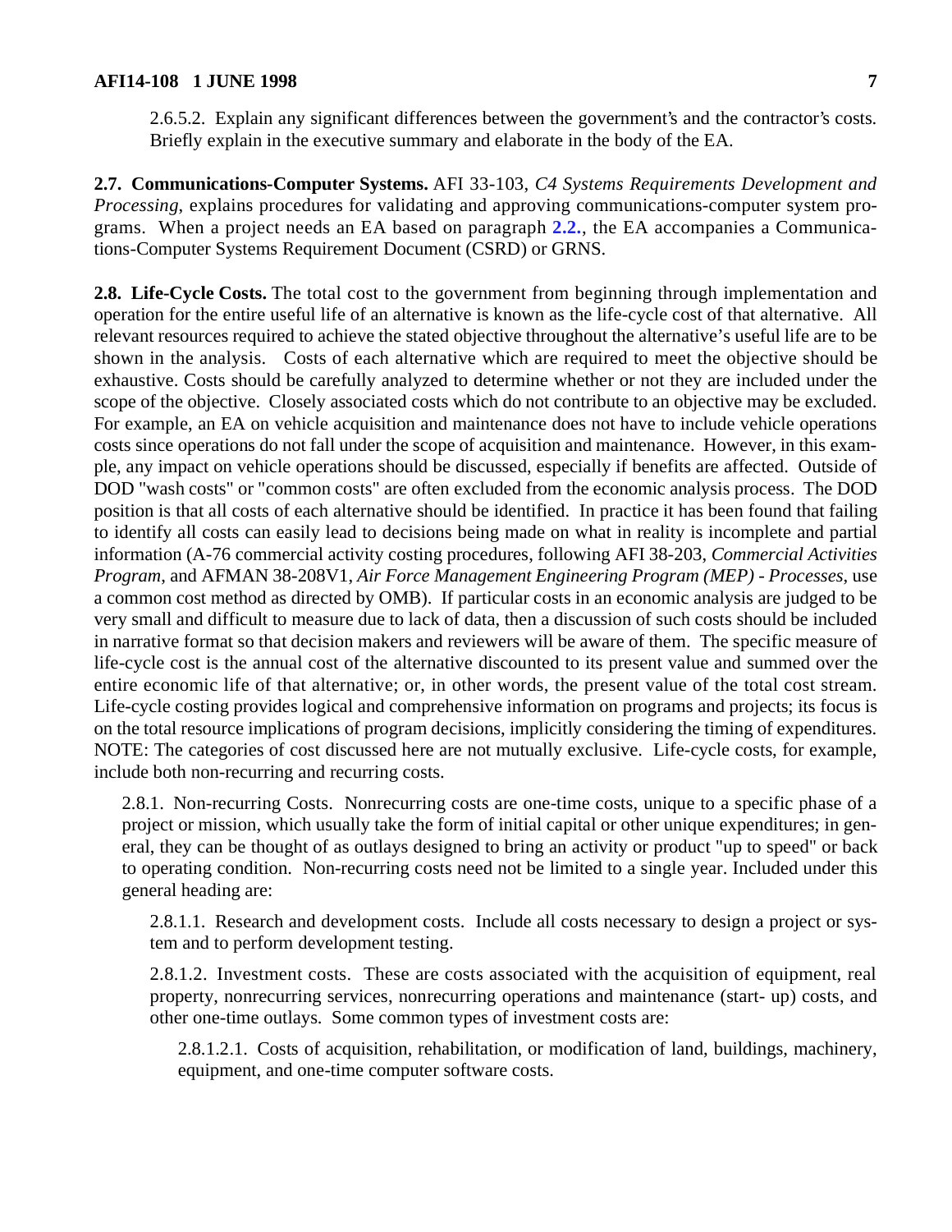2.6.5.2. Explain any significant differences between the government's and the contractor's costs. Briefly explain in the executive summary and elaborate in the body of the EA.

**2.7. Communications-Computer Systems.** AFI 33-103, *C4 Systems Requirements Development and Processing*, explains procedures for validating and approving communications-computer system programs. When a project needs an EA based on paragraph **2.2.**, the EA accompanies a Communications-Computer Systems Requirement Document (CSRD) or GRNS.

**2.8. Life-Cycle Costs.** The total cost to the government from beginning through implementation and operation for the entire useful life of an alternative is known as the life-cycle cost of that alternative. All relevant resources required to achieve the stated objective throughout the alternative's useful life are to be shown in the analysis. Costs of each alternative which are required to meet the objective should be exhaustive. Costs should be carefully analyzed to determine whether or not they are included under the scope of the objective. Closely associated costs which do not contribute to an objective may be excluded. For example, an EA on vehicle acquisition and maintenance does not have to include vehicle operations costs since operations do not fall under the scope of acquisition and maintenance. However, in this example, any impact on vehicle operations should be discussed, especially if benefits are affected. Outside of DOD "wash costs" or "common costs" are often excluded from the economic analysis process. The DOD position is that all costs of each alternative should be identified. In practice it has been found that failing to identify all costs can easily lead to decisions being made on what in reality is incomplete and partial information (A-76 commercial activity costing procedures, following AFI 38-203, *Commercial Activities Program*, and AFMAN 38-208V1, *Air Force Management Engineering Program (MEP) - Processes*, use a common cost method as directed by OMB). If particular costs in an economic analysis are judged to be very small and difficult to measure due to lack of data, then a discussion of such costs should be included in narrative format so that decision makers and reviewers will be aware of them. The specific measure of life-cycle cost is the annual cost of the alternative discounted to its present value and summed over the entire economic life of that alternative; or, in other words, the present value of the total cost stream. Life-cycle costing provides logical and comprehensive information on programs and projects; its focus is on the total resource implications of program decisions, implicitly considering the timing of expenditures. NOTE: The categories of cost discussed here are not mutually exclusive. Life-cycle costs, for example, include both non-recurring and recurring costs.

2.8.1. Non-recurring Costs. Nonrecurring costs are one-time costs, unique to a specific phase of a project or mission, which usually take the form of initial capital or other unique expenditures; in general, they can be thought of as outlays designed to bring an activity or product "up to speed" or back to operating condition. Non-recurring costs need not be limited to a single year. Included under this general heading are:

2.8.1.1. Research and development costs. Include all costs necessary to design a project or system and to perform development testing.

2.8.1.2. Investment costs. These are costs associated with the acquisition of equipment, real property, nonrecurring services, nonrecurring operations and maintenance (start- up) costs, and other one-time outlays. Some common types of investment costs are:

2.8.1.2.1. Costs of acquisition, rehabilitation, or modification of land, buildings, machinery, equipment, and one-time computer software costs.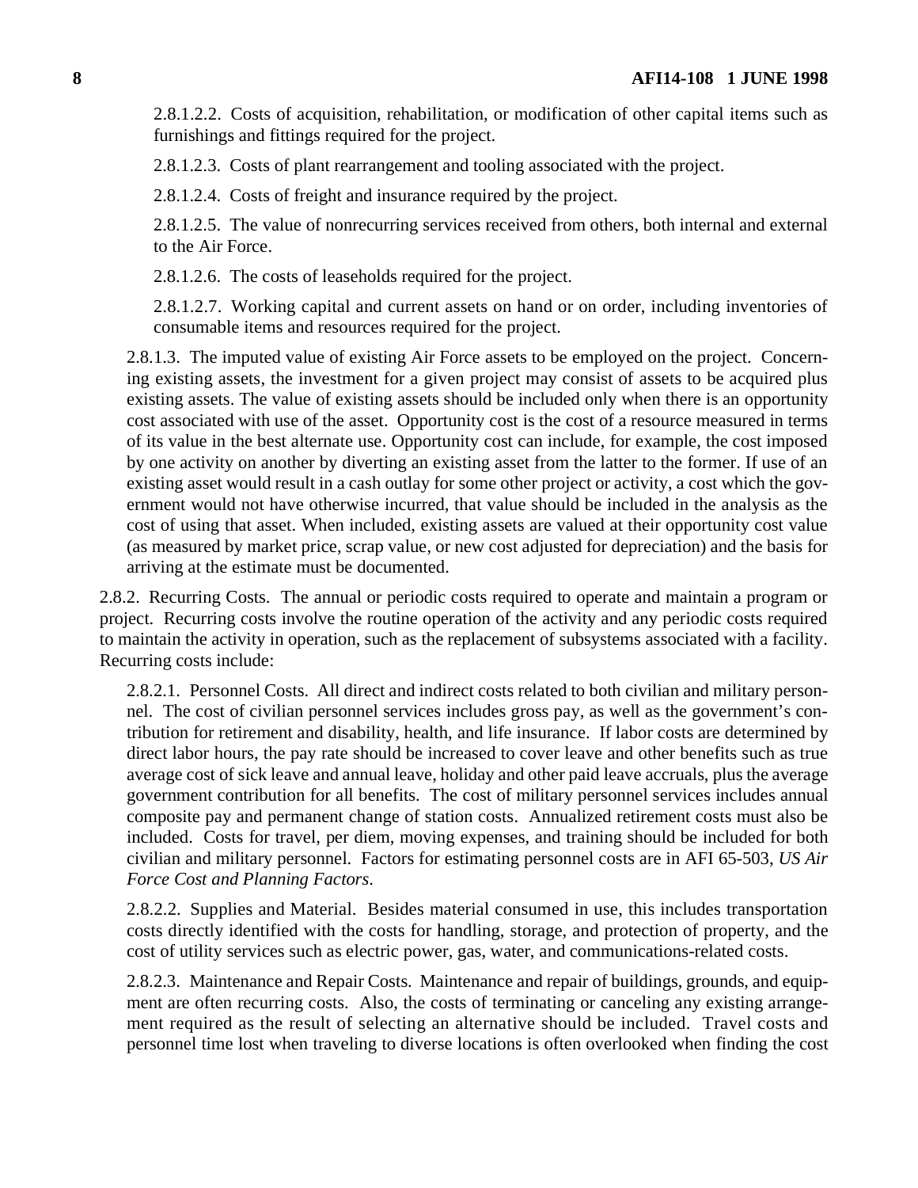2.8.1.2.2. Costs of acquisition, rehabilitation, or modification of other capital items such as furnishings and fittings required for the project.

2.8.1.2.3. Costs of plant rearrangement and tooling associated with the project.

2.8.1.2.4. Costs of freight and insurance required by the project.

2.8.1.2.5. The value of nonrecurring services received from others, both internal and external to the Air Force.

2.8.1.2.6. The costs of leaseholds required for the project.

2.8.1.2.7. Working capital and current assets on hand or on order, including inventories of consumable items and resources required for the project.

2.8.1.3. The imputed value of existing Air Force assets to be employed on the project. Concerning existing assets, the investment for a given project may consist of assets to be acquired plus existing assets. The value of existing assets should be included only when there is an opportunity cost associated with use of the asset. Opportunity cost is the cost of a resource measured in terms of its value in the best alternate use. Opportunity cost can include, for example, the cost imposed by one activity on another by diverting an existing asset from the latter to the former. If use of an existing asset would result in a cash outlay for some other project or activity, a cost which the government would not have otherwise incurred, that value should be included in the analysis as the cost of using that asset. When included, existing assets are valued at their opportunity cost value (as measured by market price, scrap value, or new cost adjusted for depreciation) and the basis for arriving at the estimate must be documented.

2.8.2. Recurring Costs. The annual or periodic costs required to operate and maintain a program or project. Recurring costs involve the routine operation of the activity and any periodic costs required to maintain the activity in operation, such as the replacement of subsystems associated with a facility. Recurring costs include:

2.8.2.1. Personnel Costs. All direct and indirect costs related to both civilian and military personnel. The cost of civilian personnel services includes gross pay, as well as the government's contribution for retirement and disability, health, and life insurance. If labor costs are determined by direct labor hours, the pay rate should be increased to cover leave and other benefits such as true average cost of sick leave and annual leave, holiday and other paid leave accruals, plus the average government contribution for all benefits. The cost of military personnel services includes annual composite pay and permanent change of station costs. Annualized retirement costs must also be included. Costs for travel, per diem, moving expenses, and training should be included for both civilian and military personnel. Factors for estimating personnel costs are in AFI 65-503, *US Air Force Cost and Planning Factors*.

2.8.2.2. Supplies and Material. Besides material consumed in use, this includes transportation costs directly identified with the costs for handling, storage, and protection of property, and the cost of utility services such as electric power, gas, water, and communications-related costs.

2.8.2.3. Maintenance and Repair Costs. Maintenance and repair of buildings, grounds, and equipment are often recurring costs. Also, the costs of terminating or canceling any existing arrangement required as the result of selecting an alternative should be included. Travel costs and personnel time lost when traveling to diverse locations is often overlooked when finding the cost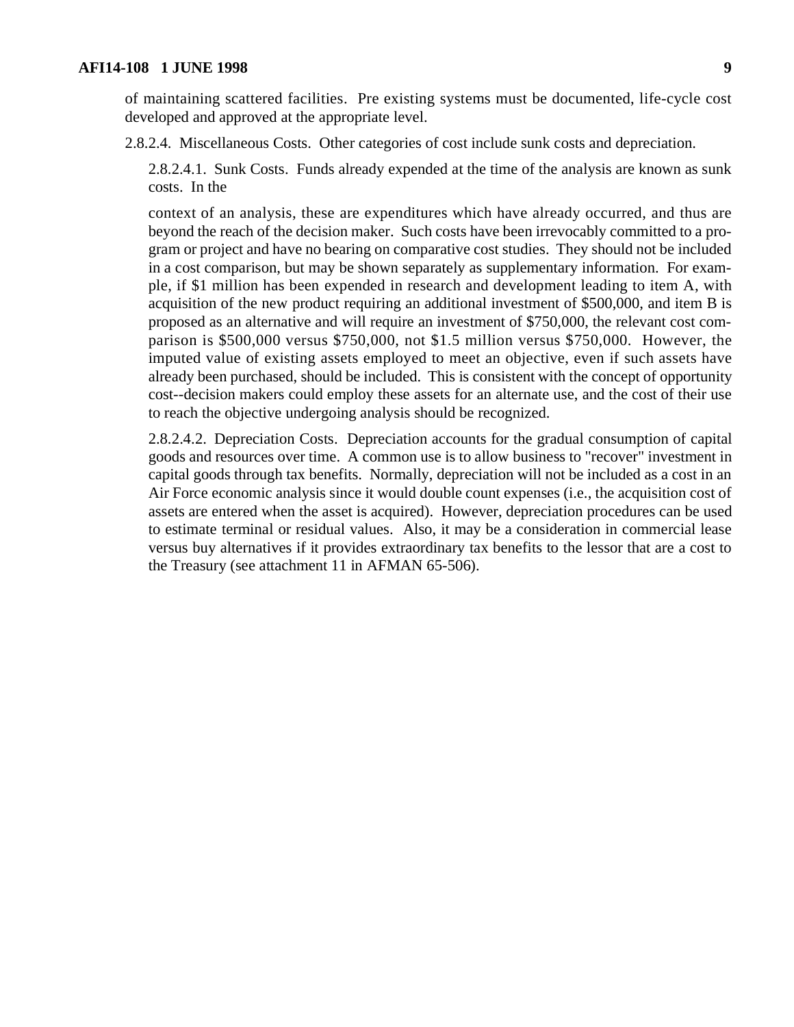of maintaining scattered facilities. Pre existing systems must be documented, life-cycle cost developed and approved at the appropriate level.

2.8.2.4. Miscellaneous Costs. Other categories of cost include sunk costs and depreciation.

2.8.2.4.1. Sunk Costs. Funds already expended at the time of the analysis are known as sunk costs. In the

context of an analysis, these are expenditures which have already occurred, and thus are beyond the reach of the decision maker. Such costs have been irrevocably committed to a program or project and have no bearing on comparative cost studies. They should not be included in a cost comparison, but may be shown separately as supplementary information. For example, if $1 million has been expended in research and development leading to item A, with acquisition of the new product requiring an additional investment of $500,000, and item B is proposed as an alternative and will require an investment of $750,000, the relevant cost comparison is $500,000 versus $750,000, not $1.5 million versus $750,000. However, the imputed value of existing assets employed to meet an objective, even if such assets have already been purchased, should be included. This is consistent with the concept of opportunity cost--decision makers could employ these assets for an alternate use, and the cost of their use to reach the objective undergoing analysis should be recognized.

2.8.2.4.2. Depreciation Costs. Depreciation accounts for the gradual consumption of capital goods and resources over time. A common use is to allow business to "recover" investment in capital goods through tax benefits. Normally, depreciation will not be included as a cost in an Air Force economic analysis since it would double count expenses (i.e., the acquisition cost of assets are entered when the asset is acquired). However, depreciation procedures can be used to estimate terminal or residual values. Also, it may be a consideration in commercial lease versus buy alternatives if it provides extraordinary tax benefits to the lessor that are a cost to the Treasury (see attachment 11 in AFMAN 65-506).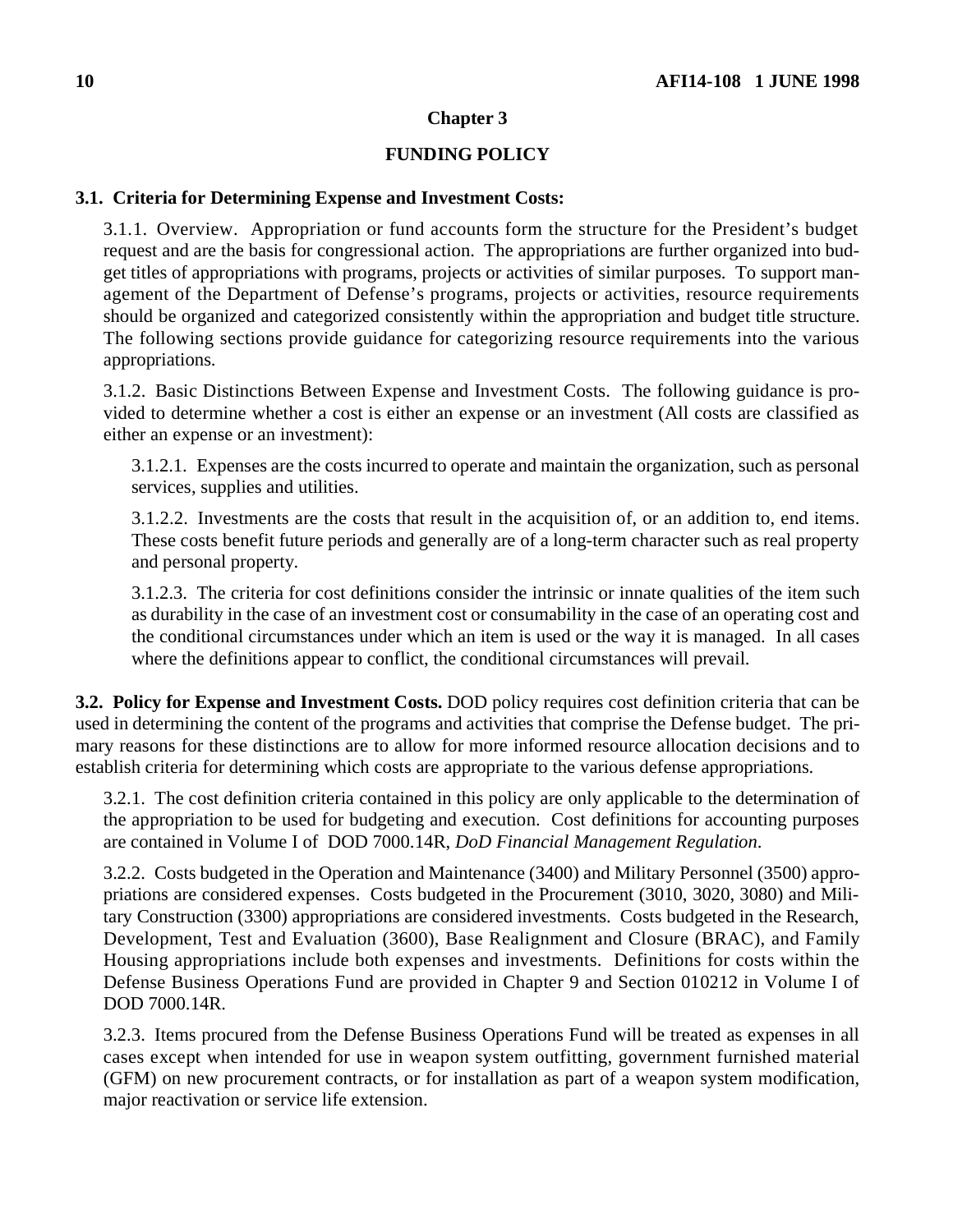## Chapter 3

## FUNDING POLICY

**3.1. Criteria for Determining Expense and Investment Costs:**

3.1.1. Overview. Appropriation or fund accounts form the structure for the President's budget request and are the basis for congressional action. The appropriations are further organized into budget titles of appropriations with programs, projects or activities of similar purposes. To support management of the Department of Defense's programs, projects or activities, resource requirements should be organized and categorized consistently within the appropriation and budget title structure. The following sections provide guidance for categorizing resource requirements into the various appropriations.

3.1.2. Basic Distinctions Between Expense and Investment Costs. The following guidance is provided to determine whether a cost is either an expense or an investment (All costs are classified as either an expense or an investment):

3.1.2.1. Expenses are the costs incurred to operate and maintain the organization, such as personal services, supplies and utilities.

3.1.2.2. Investments are the costs that result in the acquisition of, or an addition to, end items. These costs benefit future periods and generally are of a long-term character such as real property and personal property.

3.1.2.3. The criteria for cost definitions consider the intrinsic or innate qualities of the item such as durability in the case of an investment cost or consumability in the case of an operating cost and the conditional circumstances under which an item is used or the way it is managed. In all cases where the definitions appear to conflict, the conditional circumstances will prevail.

**3.2. Policy for Expense and Investment Costs.** DOD policy requires cost definition criteria that can be used in determining the content of the programs and activities that comprise the Defense budget. The primary reasons for these distinctions are to allow for more informed resource allocation decisions and to establish criteria for determining which costs are appropriate to the various defense appropriations.

3.2.1. The cost definition criteria contained in this policy are only applicable to the determination of the appropriation to be used for budgeting and execution. Cost definitions for accounting purposes are contained in Volume I of DOD 7000.14R, *DoD Financial Management Regulation*.

3.2.2. Costs budgeted in the Operation and Maintenance (3400) and Military Personnel (3500) appropriations are considered expenses. Costs budgeted in the Procurement (3010, 3020, 3080) and Military Construction (3300) appropriations are considered investments. Costs budgeted in the Research, Development, Test and Evaluation (3600), Base Realignment and Closure (BRAC), and Family Housing appropriations include both expenses and investments. Definitions for costs within the Defense Business Operations Fund are provided in Chapter 9 and Section 010212 in Volume I of DOD 7000.14R.

3.2.3. Items procured from the Defense Business Operations Fund will be treated as expenses in all cases except when intended for use in weapon system outfitting, government furnished material (GFM) on new procurement contracts, or for installation as part of a weapon system modification, major reactivation or service life extension.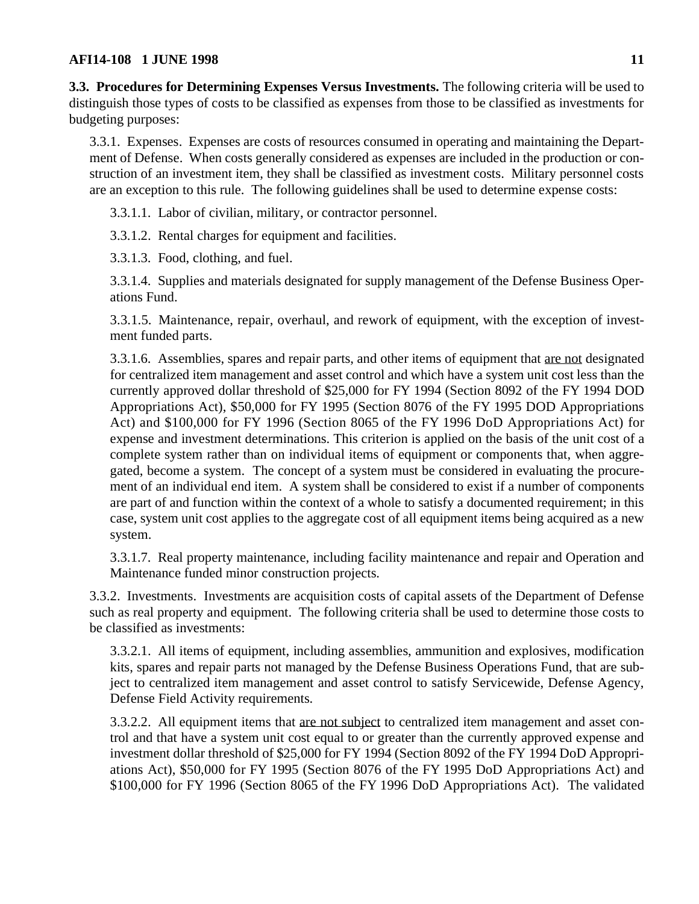**3.3. Procedures for Determining Expenses Versus Investments.** The following criteria will be used to distinguish those types of costs to be classified as expenses from those to be classified as investments for budgeting purposes:

3.3.1. Expenses. Expenses are costs of resources consumed in operating and maintaining the Department of Defense. When costs generally considered as expenses are included in the production or construction of an investment item, they shall be classified as investment costs. Military personnel costs are an exception to this rule. The following guidelines shall be used to determine expense costs:

3.3.1.1. Labor of civilian, military, or contractor personnel.

3.3.1.2. Rental charges for equipment and facilities.

3.3.1.3. Food, clothing, and fuel.

3.3.1.4. Supplies and materials designated for supply management of the Defense Business Operations Fund.

3.3.1.5. Maintenance, repair, overhaul, and rework of equipment, with the exception of investment funded parts.

3.3.1.6. Assemblies, spares and repair parts, and other items of equipment that <u>are not</u> designated for centralized item management and asset control and which have a system unit cost less than the currently approved dollar threshold of $25,000 for FY 1994 (Section 8092 of the FY 1994 DOD Appropriations Act), $50,000 for FY 1995 (Section 8076 of the FY 1995 DOD Appropriations Act) and $100,000 for FY 1996 (Section 8065 of the FY 1996 DoD Appropriations Act) for expense and investment determinations. This criterion is applied on the basis of the unit cost of a complete system rather than on individual items of equipment or components that, when aggregated, become a system. The concept of a system must be considered in evaluating the procurement of an individual end item. A system shall be considered to exist if a number of components are part of and function within the context of a whole to satisfy a documented requirement; in this case, system unit cost applies to the aggregate cost of all equipment items being acquired as a new system.

3.3.1.7. Real property maintenance, including facility maintenance and repair and Operation and Maintenance funded minor construction projects.

3.3.2. Investments. Investments are acquisition costs of capital assets of the Department of Defense such as real property and equipment. The following criteria shall be used to determine those costs to be classified as investments:

3.3.2.1. All items of equipment, including assemblies, ammunition and explosives, modification kits, spares and repair parts not managed by the Defense Business Operations Fund, that are subject to centralized item management and asset control to satisfy Servicewide, Defense Agency, Defense Field Activity requirements.

3.3.2.2. All equipment items that <u>are not subject</u> to centralized item management and asset control and that have a system unit cost equal to or greater than the currently approved expense and investment dollar threshold of $25,000 for FY 1994 (Section 8092 of the FY 1994 DoD Appropriations Act), $50,000 for FY 1995 (Section 8076 of the FY 1995 DoD Appropriations Act) and $100,000 for FY 1996 (Section 8065 of the FY 1996 DoD Appropriations Act). The validated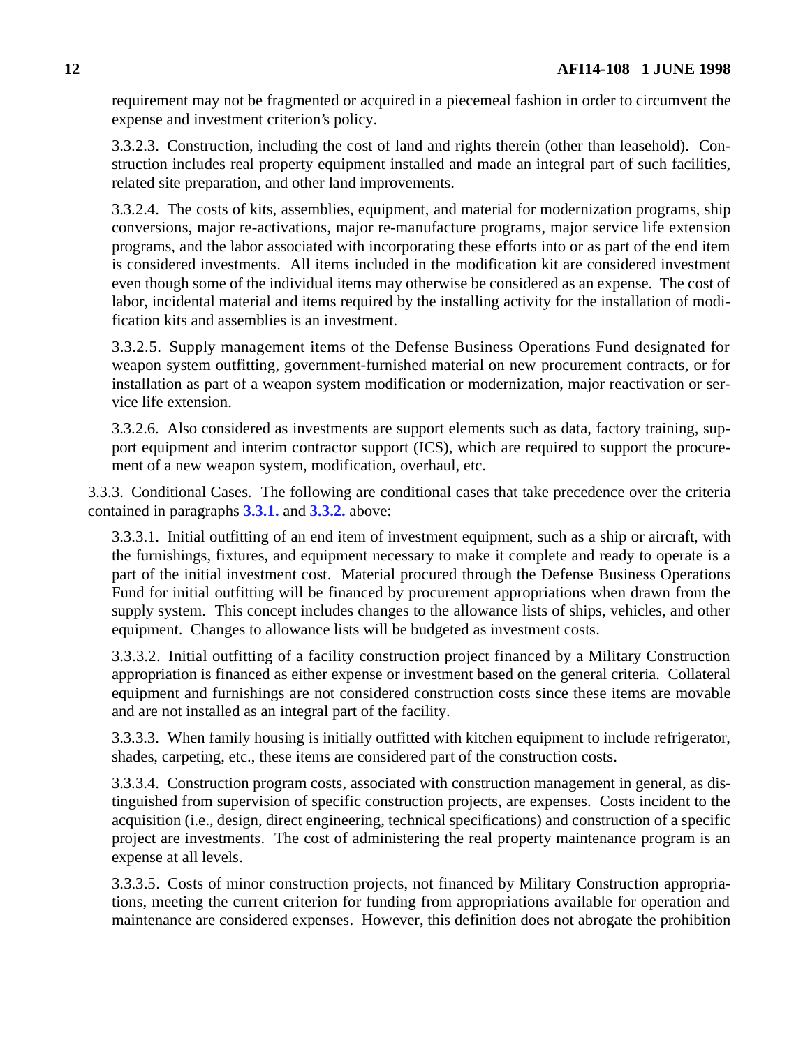requirement may not be fragmented or acquired in a piecemeal fashion in order to circumvent the expense and investment criterion's policy.

3.3.2.3. Construction, including the cost of land and rights therein (other than leasehold). Construction includes real property equipment installed and made an integral part of such facilities, related site preparation, and other land improvements.

3.3.2.4. The costs of kits, assemblies, equipment, and material for modernization programs, ship conversions, major re-activations, major re-manufacture programs, major service life extension programs, and the labor associated with incorporating these efforts into or as part of the end item is considered investments. All items included in the modification kit are considered investment even though some of the individual items may otherwise be considered as an expense. The cost of labor, incidental material and items required by the installing activity for the installation of modification kits and assemblies is an investment.

3.3.2.5. Supply management items of the Defense Business Operations Fund designated for weapon system outfitting, government-furnished material on new procurement contracts, or for installation as part of a weapon system modification or modernization, major reactivation or service life extension.

3.3.2.6. Also considered as investments are support elements such as data, factory training, support equipment and interim contractor support (ICS), which are required to support the procurement of a new weapon system, modification, overhaul, etc.

3.3.3. Conditional Cases. The following are conditional cases that take precedence over the criteria contained in paragraphs **3.3.1.** and **3.3.2.** above:

3.3.3.1. Initial outfitting of an end item of investment equipment, such as a ship or aircraft, with the furnishings, fixtures, and equipment necessary to make it complete and ready to operate is a part of the initial investment cost. Material procured through the Defense Business Operations Fund for initial outfitting will be financed by procurement appropriations when drawn from the supply system. This concept includes changes to the allowance lists of ships, vehicles, and other equipment. Changes to allowance lists will be budgeted as investment costs.

3.3.3.2. Initial outfitting of a facility construction project financed by a Military Construction appropriation is financed as either expense or investment based on the general criteria. Collateral equipment and furnishings are not considered construction costs since these items are movable and are not installed as an integral part of the facility.

3.3.3.3. When family housing is initially outfitted with kitchen equipment to include refrigerator, shades, carpeting, etc., these items are considered part of the construction costs.

3.3.3.4. Construction program costs, associated with construction management in general, as distinguished from supervision of specific construction projects, are expenses. Costs incident to the acquisition (i.e., design, direct engineering, technical specifications) and construction of a specific project are investments. The cost of administering the real property maintenance program is an expense at all levels.

3.3.3.5. Costs of minor construction projects, not financed by Military Construction appropriations, meeting the current criterion for funding from appropriations available for operation and maintenance are considered expenses. However, this definition does not abrogate the prohibition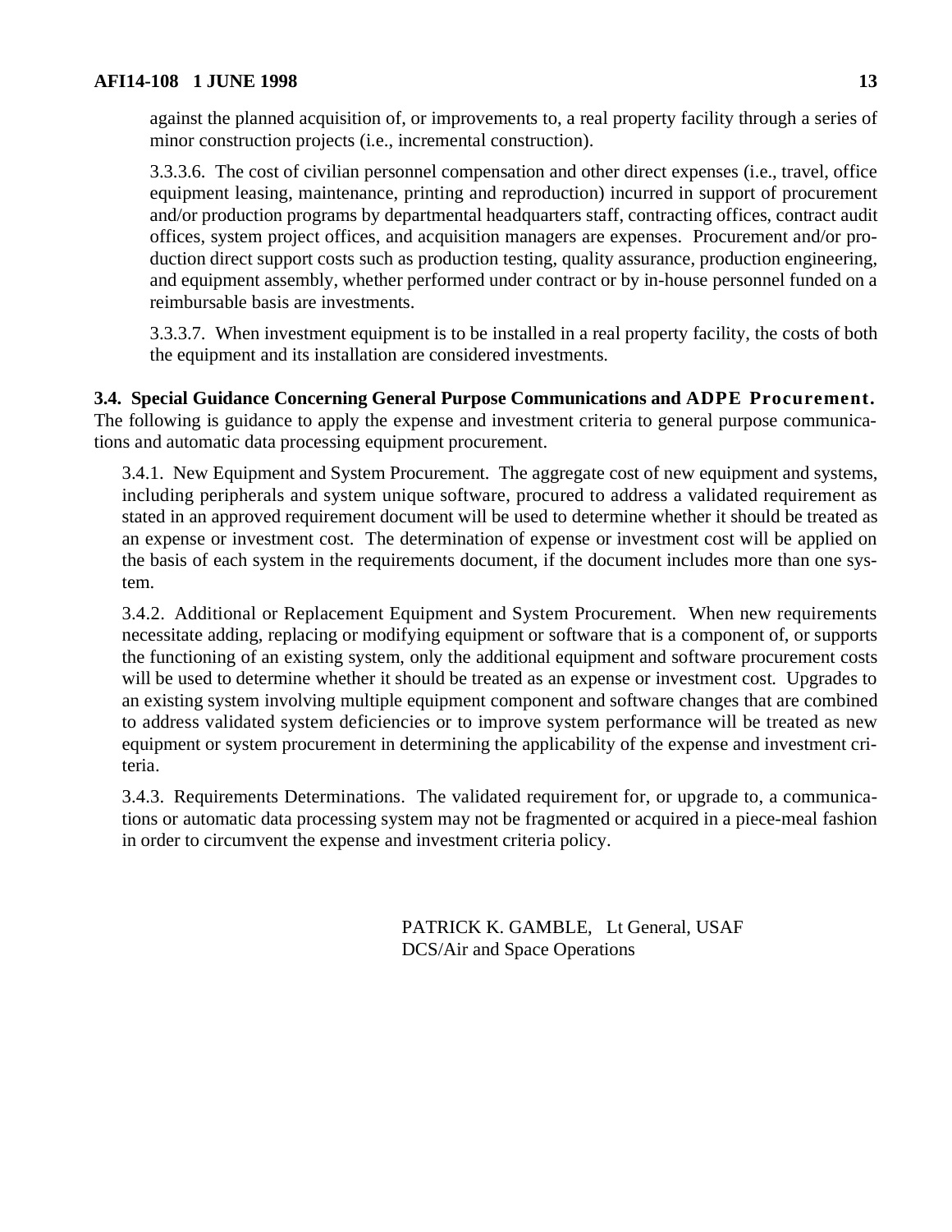against the planned acquisition of, or improvements to, a real property facility through a series of minor construction projects (i.e., incremental construction).

3.3.3.6. The cost of civilian personnel compensation and other direct expenses (i.e., travel, office equipment leasing, maintenance, printing and reproduction) incurred in support of procurement and/or production programs by departmental headquarters staff, contracting offices, contract audit offices, system project offices, and acquisition managers are expenses. Procurement and/or production direct support costs such as production testing, quality assurance, production engineering, and equipment assembly, whether performed under contract or by in-house personnel funded on a reimbursable basis are investments.

3.3.3.7. When investment equipment is to be installed in a real property facility, the costs of both the equipment and its installation are considered investments.

**3.4. Special Guidance Concerning General Purpose Communications and ADPE Procurement.** The following is guidance to apply the expense and investment criteria to general purpose communications and automatic data processing equipment procurement.

3.4.1. New Equipment and System Procurement. The aggregate cost of new equipment and systems, including peripherals and system unique software, procured to address a validated requirement as stated in an approved requirement document will be used to determine whether it should be treated as an expense or investment cost. The determination of expense or investment cost will be applied on the basis of each system in the requirements document, if the document includes more than one system.

3.4.2. Additional or Replacement Equipment and System Procurement. When new requirements necessitate adding, replacing or modifying equipment or software that is a component of, or supports the functioning of an existing system, only the additional equipment and software procurement costs will be used to determine whether it should be treated as an expense or investment cost. Upgrades to an existing system involving multiple equipment component and software changes that are combined to address validated system deficiencies or to improve system performance will be treated as new equipment or system procurement in determining the applicability of the expense and investment criteria.

3.4.3. Requirements Determinations. The validated requirement for, or upgrade to, a communications or automatic data processing system may not be fragmented or acquired in a piece-meal fashion in order to circumvent the expense and investment criteria policy.

PATRICK K. GAMBLE, Lt General, USAF
DCS/Air and Space Operations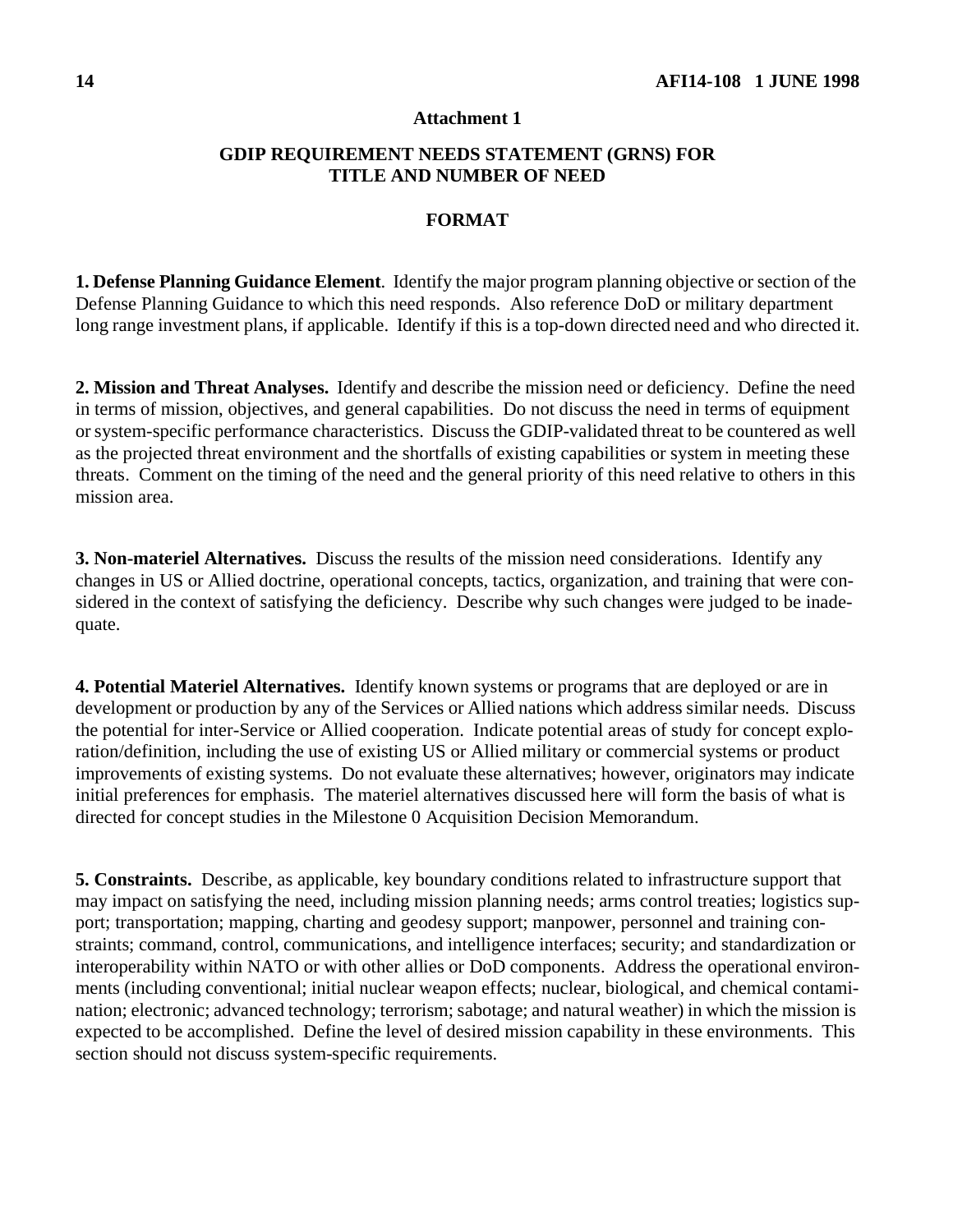## Attachment 1

## GDIP REQUIREMENT NEEDS STATEMENT (GRNS) FOR TITLE AND NUMBER OF NEED

### FORMAT

**1. Defense Planning Guidance Element**. Identify the major program planning objective or section of the Defense Planning Guidance to which this need responds. Also reference DoD or military department long range investment plans, if applicable. Identify if this is a top-down directed need and who directed it.

**2. Mission and Threat Analyses.** Identify and describe the mission need or deficiency. Define the need in terms of mission, objectives, and general capabilities. Do not discuss the need in terms of equipment or system-specific performance characteristics. Discuss the GDIP-validated threat to be countered as well as the projected threat environment and the shortfalls of existing capabilities or system in meeting these threats. Comment on the timing of the need and the general priority of this need relative to others in this mission area.

**3. Non-materiel Alternatives.** Discuss the results of the mission need considerations. Identify any changes in US or Allied doctrine, operational concepts, tactics, organization, and training that were considered in the context of satisfying the deficiency. Describe why such changes were judged to be inadequate.

**4. Potential Materiel Alternatives.** Identify known systems or programs that are deployed or are in development or production by any of the Services or Allied nations which address similar needs. Discuss the potential for inter-Service or Allied cooperation. Indicate potential areas of study for concept exploration/definition, including the use of existing US or Allied military or commercial systems or product improvements of existing systems. Do not evaluate these alternatives; however, originators may indicate initial preferences for emphasis. The materiel alternatives discussed here will form the basis of what is directed for concept studies in the Milestone 0 Acquisition Decision Memorandum.

**5. Constraints.** Describe, as applicable, key boundary conditions related to infrastructure support that may impact on satisfying the need, including mission planning needs; arms control treaties; logistics support; transportation; mapping, charting and geodesy support; manpower, personnel and training constraints; command, control, communications, and intelligence interfaces; security; and standardization or interoperability within NATO or with other allies or DoD components. Address the operational environments (including conventional; initial nuclear weapon effects; nuclear, biological, and chemical contamination; electronic; advanced technology; terrorism; sabotage; and natural weather) in which the mission is expected to be accomplished. Define the level of desired mission capability in these environments. This section should not discuss system-specific requirements.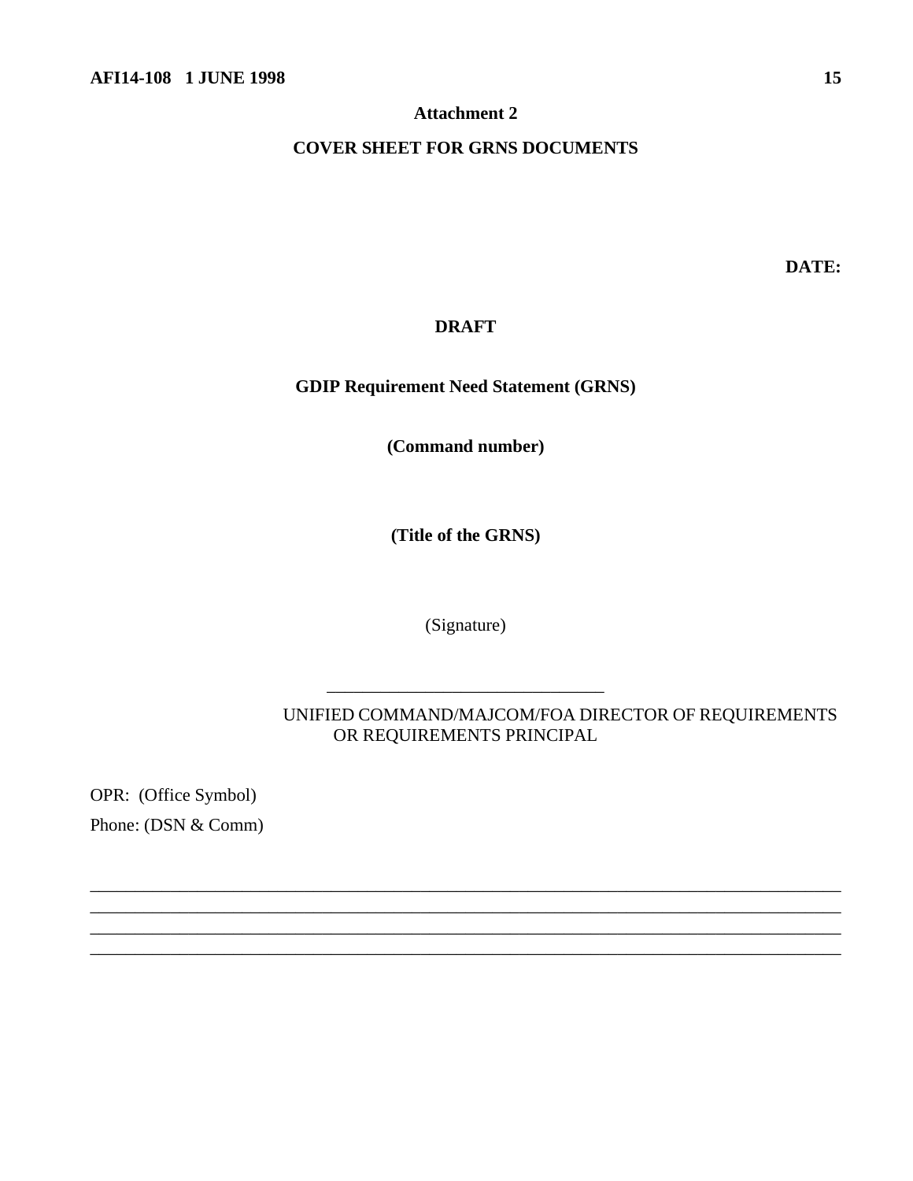## Attachment 2

## COVER SHEET FOR GRNS DOCUMENTS

**DATE:**

**DRAFT**

**GDIP Requirement Need Statement (GRNS)**

**(Command number)**

**(Title of the GRNS)**

(Signature)

\_\_\_\_\_\_\_\_\_\_\_\_\_\_\_\_\_\_\_\_\_\_\_\_\_\_\_\_\_\_\_\_

UNIFIED COMMAND/MAJCOM/FOA DIRECTOR OF REQUIREMENTS OR REQUIREMENTS PRINCIPAL

OPR: (Office Symbol)

Phone: (DSN & Comm)

\_\_\_\_\_\_\_\_\_\_\_\_\_\_\_\_\_\_\_\_\_\_\_\_\_\_\_\_\_\_\_\_\_\_\_\_\_\_\_\_\_\_\_\_\_\_\_\_\_\_\_\_\_\_\_\_\_\_\_\_\_\_\_\_\_\_\_\_\_\_\_\_\_\_\_\_\_\_

\_\_\_\_\_\_\_\_\_\_\_\_\_\_\_\_\_\_\_\_\_\_\_\_\_\_\_\_\_\_\_\_\_\_\_\_\_\_\_\_\_\_\_\_\_\_\_\_\_\_\_\_\_\_\_\_\_\_\_\_\_\_\_\_\_\_\_\_\_\_\_\_\_\_\_\_\_\_

\_\_\_\_\_\_\_\_\_\_\_\_\_\_\_\_\_\_\_\_\_\_\_\_\_\_\_\_\_\_\_\_\_\_\_\_\_\_\_\_\_\_\_\_\_\_\_\_\_\_\_\_\_\_\_\_\_\_\_\_\_\_\_\_\_\_\_\_\_\_\_\_\_\_\_\_\_\_

\_\_\_\_\_\_\_\_\_\_\_\_\_\_\_\_\_\_\_\_\_\_\_\_\_\_\_\_\_\_\_\_\_\_\_\_\_\_\_\_\_\_\_\_\_\_\_\_\_\_\_\_\_\_\_\_\_\_\_\_\_\_\_\_\_\_\_\_\_\_\_\_\_\_\_\_\_\_